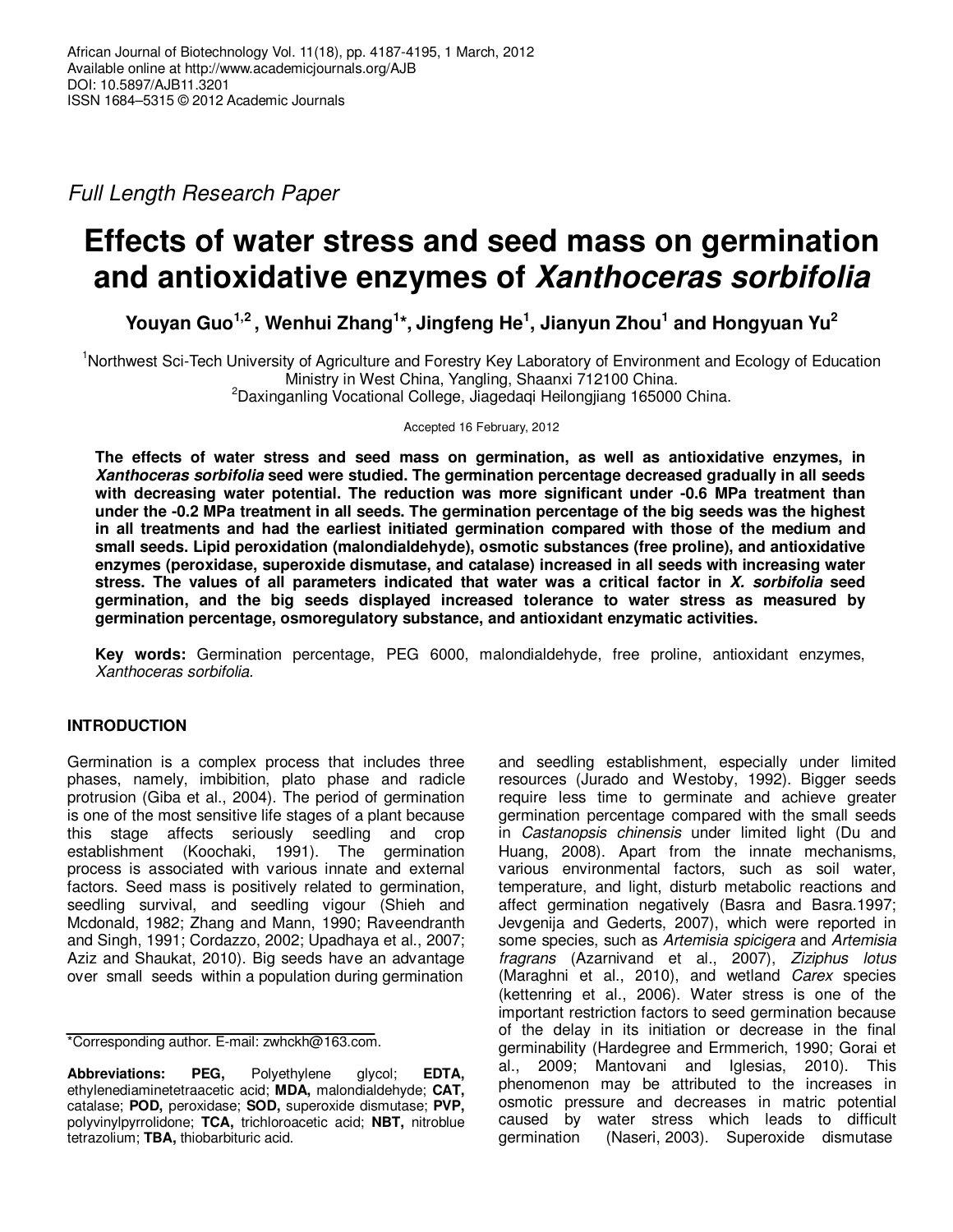Full Length Research Paper

# Effects of water stress and seed mass on germination and antioxidative enzymes of *Xanthoceras sorbifolia*

**Youyan Guo[1,2], Wenhui Zhang[1]*, Jingfeng He[1], Jianyun Zhou[1] and Hongyuan Yu[2]**

[1]Northwest Sci-Tech University of Agriculture and Forestry Key Laboratory of Environment and Ecology of Education Ministry in West China, Yangling, Shaanxi 712100 China.
[2]Daxinganling Vocational College, Jiagedaqi Heilongjiang 165000 China.

Accepted 16 February, 2012

**The effects of water stress and seed mass on germination, as well as antioxidative enzymes, in *Xanthoceras sorbifolia* seed were studied. The germination percentage decreased gradually in all seeds with decreasing water potential. The reduction was more significant under -0.6 MPa treatment than under the -0.2 MPa treatment in all seeds. The germination percentage of the big seeds was the highest in all treatments and had the earliest initiated germination compared with those of the medium and small seeds. Lipid peroxidation (malondialdehyde), osmotic substances (free proline), and antioxidative enzymes (peroxidase, superoxide dismutase, and catalase) increased in all seeds with increasing water stress. The values of all parameters indicated that water was a critical factor in *X. sorbifolia* seed germination, and the big seeds displayed increased tolerance to water stress as measured by germination percentage, osmoregulatory substance, and antioxidant enzymatic activities.**

**Key words:** Germination percentage, PEG 6000, malondialdehyde, free proline, antioxidant enzymes, *Xanthoceras sorbifolia.*

## INTRODUCTION

Germination is a complex process that includes three phases, namely, imbibition, plato phase and radicle protrusion (Giba et al., 2004). The period of germination is one of the most sensitive life stages of a plant because this stage affects seriously seedling and crop establishment (Koochaki, 1991). The germination process is associated with various innate and external factors. Seed mass is positively related to germination, seedling survival, and seedling vigour (Shieh and Mcdonald, 1982; Zhang and Mann, 1990; Raveendranth and Singh, 1991; Cordazzo, 2002; Upadhaya et al., 2007; Aziz and Shaukat, 2010). Big seeds have an advantage over small seeds within a population during germination and seedling establishment, especially under limited resources (Jurado and Westoby, 1992). Bigger seeds require less time to germinate and achieve greater germination percentage compared with the small seeds in *Castanopsis chinensis* under limited light (Du and Huang, 2008). Apart from the innate mechanisms, various environmental factors, such as soil water, temperature, and light, disturb metabolic reactions and affect germination negatively (Basra and Basra.1997; Jevgenija and Gederts, 2007), which were reported in some species, such as *Artemisia spicigera* and *Artemisia fragrans* (Azarnivand et al., 2007), *Ziziphus lotus* (Maraghni et al., 2010), and wetland *Carex* species (kettenring et al., 2006). Water stress is one of the important restriction factors to seed germination because of the delay in its initiation or decrease in the final germinability (Hardegree and Ermmerich, 1990; Gorai et al., 2009; Mantovani and Iglesias, 2010). This phenomenon may be attributed to the increases in osmotic pressure and decreases in matric potential caused by water stress which leads to difficult germination (Naseri, 2003). Superoxide dismutase

*Corresponding author. E-mail: zwhckh@163.com.

**Abbreviations: PEG,** Polyethylene glycol; **EDTA,** ethylenediaminetetraacetic acid; **MDA,** malondialdehyde; **CAT,** catalase; **POD,** peroxidase; **SOD,** superoxide dismutase; **PVP,** polyvinylpyrrolidone; **TCA,** trichloroacetic acid; **NBT,** nitroblue tetrazolium; **TBA,** thiobarbituric acid.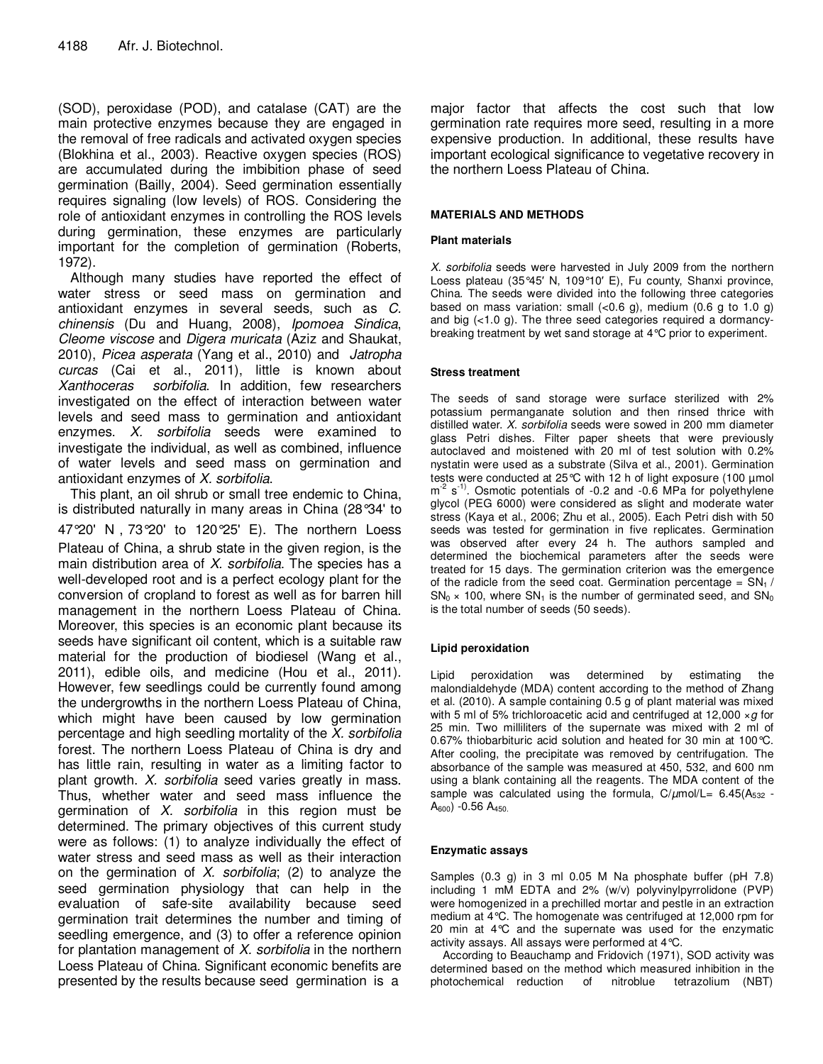(SOD), peroxidase (POD), and catalase (CAT) are the main protective enzymes because they are engaged in the removal of free radicals and activated oxygen species (Blokhina et al., 2003). Reactive oxygen species (ROS) are accumulated during the imbibition phase of seed germination (Bailly, 2004). Seed germination essentially requires signaling (low levels) of ROS. Considering the role of antioxidant enzymes in controlling the ROS levels during germination, these enzymes are particularly important for the completion of germination (Roberts, 1972).

Although many studies have reported the effect of water stress or seed mass on germination and antioxidant enzymes in several seeds, such as *C. chinensis* (Du and Huang, 2008), *Ipomoea Sindica*, *Cleome viscose* and *Digera muricata* (Aziz and Shaukat, 2010), *Picea asperata* (Yang et al., 2010) and *Jatropha curcas* (Cai et al., 2011), little is known about *Xanthoceras sorbifolia*. In addition, few researchers investigated on the effect of interaction between water levels and seed mass to germination and antioxidant enzymes. *X. sorbifolia* seeds were examined to investigate the individual, as well as combined, influence of water levels and seed mass on germination and antioxidant enzymes of *X. sorbifolia*.

This plant, an oil shrub or small tree endemic to China, is distributed naturally in many areas in China (28°34' to 47°20' N , 73°20' to 120°25' E). The northern Loess Plateau of China, a shrub state in the given region, is the main distribution area of *X. sorbifolia*. The species has a well-developed root and is a perfect ecology plant for the conversion of cropland to forest as well as for barren hill management in the northern Loess Plateau of China. Moreover, this species is an economic plant because its seeds have significant oil content, which is a suitable raw material for the production of biodiesel (Wang et al., 2011), edible oils, and medicine (Hou et al., 2011). However, few seedlings could be currently found among the undergrowths in the northern Loess Plateau of China, which might have been caused by low germination percentage and high seedling mortality of the *X. sorbifolia* forest. The northern Loess Plateau of China is dry and has little rain, resulting in water as a limiting factor to plant growth. *X. sorbifolia* seed varies greatly in mass. Thus, whether water and seed mass influence the germination of *X. sorbifolia* in this region must be determined. The primary objectives of this current study were as follows: (1) to analyze individually the effect of water stress and seed mass as well as their interaction on the germination of *X. sorbifolia*; (2) to analyze the seed germination physiology that can help in the evaluation of safe-site availability because seed germination trait determines the number and timing of seedling emergence, and (3) to offer a reference opinion for plantation management of *X. sorbifolia* in the northern Loess Plateau of China. Significant economic benefits are presented by the results because seed germination is a major factor that affects the cost such that low germination rate requires more seed, resulting in a more expensive production. In additional, these results have important ecological significance to vegetative recovery in the northern Loess Plateau of China.

## MATERIALS AND METHODS

### Plant materials

*X. sorbifolia* seeds were harvested in July 2009 from the northern Loess plateau (35°45′ N, 109°10′ E), Fu county, Shanxi province, China. The seeds were divided into the following three categories based on mass variation: small (<0.6 g), medium (0.6 g to 1.0 g) and big (<1.0 g). The three seed categories required a dormancy-breaking treatment by wet sand storage at 4°C prior to experiment.

### Stress treatment

The seeds of sand storage were surface sterilized with 2% potassium permanganate solution and then rinsed thrice with distilled water. *X. sorbifolia* seeds were sowed in 200 mm diameter glass Petri dishes. Filter paper sheets that were previously autoclaved and moistened with 20 ml of test solution with 0.2% nystatin were used as a substrate (Silva et al., 2001). Germination tests were conducted at 25°C with 12 h of light exposure (100 µmol $m^{-2}$ $s^{-1}$). Osmotic potentials of -0.2 and -0.6 MPa for polyethylene glycol (PEG 6000) were considered as slight and moderate water stress (Kaya et al., 2006; Zhu et al., 2005). Each Petri dish with 50 seeds was tested for germination in five replicates. Germination was observed after every 24 h. The authors sampled and determined the biochemical parameters after the seeds were treated for 15 days. The germination criterion was the emergence of the radicle from the seed coat. Germination percentage = $SN_1$ / $SN_0$ × 100, where $SN_1$ is the number of germinated seed, and $SN_0$ is the total number of seeds (50 seeds).

### Lipid peroxidation

Lipid peroxidation was determined by estimating the malondialdehyde (MDA) content according to the method of Zhang et al. (2010). A sample containing 0.5 g of plant material was mixed with 5 ml of 5% trichloroacetic acid and centrifuged at 12,000 ×*g* for 25 min. Two milliliters of the supernate was mixed with 2 ml of 0.67% thiobarbituric acid solution and heated for 30 min at 100°C. After cooling, the precipitate was removed by centrifugation. The absorbance of the sample was measured at 450, 532, and 600 nm using a blank containing all the reagents. The MDA content of the sample was calculated using the formula, $C/\mu mol/L = 6.45(A_{532} - A_{600}) - 0.56\ A_{450}$.

### Enzymatic assays

Samples (0.3 g) in 3 ml 0.05 M Na phosphate buffer (pH 7.8) including 1 mM EDTA and 2% (w/v) polyvinylpyrrolidone (PVP) were homogenized in a prechilled mortar and pestle in an extraction medium at 4°C. The homogenate was centrifuged at 12,000 rpm for 20 min at 4°C and the supernate was used for the enzymatic activity assays. All assays were performed at 4°C.

According to Beauchamp and Fridovich (1971), SOD activity was determined based on the method which measured inhibition in the photochemical reduction of nitroblue tetrazolium (NBT)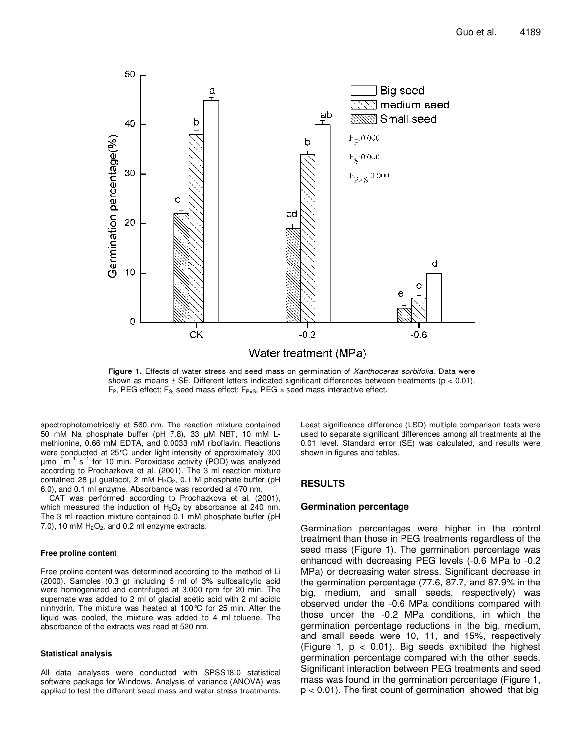**Figure 1.** Effects of water stress and seed mass on germination of *Xanthoceras sorbifolia*. Data were shown as means ± SE. Different letters indicated significant differences between treatments ($p < 0.01$). $F_P$, PEG effect; $F_S$, seed mass effect; $F_{P\times S}$, PEG × seed mass interactive effect.

spectrophotometrically at 560 nm. The reaction mixture contained 50 mM Na phosphate buffer (pH 7.8), 33 μM NBT, 10 mM L-methionine, 0.66 mM EDTA, and 0.0033 mM riboflavin. Reactions were conducted at 25°C under light intensity of approximately 300 $\mu mol^{-1} m^{-1} s^{-1}$ for 10 min. Peroxidase activity (POD) was analyzed according to Prochazkova et al. (2001). The 3 ml reaction mixture contained 28 μl guaiacol, 2 mM $H_2O_2$, 0.1 M phosphate buffer (pH 6.0), and 0.1 ml enzyme. Absorbance was recorded at 470 nm.

CAT was performed according to Prochazkova et al. (2001), which measured the induction of $H_2O_2$ by absorbance at 240 nm. The 3 ml reaction mixture contained 0.1 mM phosphate buffer (pH 7.0), 10 mM $H_2O_2$, and 0.2 ml enzyme extracts.

#### Free proline content

Free proline content was determined according to the method of Li (2000). Samples (0.3 g) including 5 ml of 3% sulfosalicylic acid were homogenized and centrifuged at 3,000 rpm for 20 min. The supernate was added to 2 ml of glacial acetic acid with 2 ml acidic ninhydrin. The mixture was heated at 100°C for 25 min. After the liquid was cooled, the mixture was added to 4 ml toluene. The absorbance of the extracts was read at 520 nm.

#### Statistical analysis

All data analyses were conducted with SPSS18.0 statistical software package for Windows. Analysis of variance (ANOVA) was applied to test the different seed mass and water stress treatments. Least significance difference (LSD) multiple comparison tests were used to separate significant differences among all treatments at the 0.01 level. Standard error (SE) was calculated, and results were shown in figures and tables.

## RESULTS

### Germination percentage

Germination percentages were higher in the control treatment than those in PEG treatments regardless of the seed mass (Figure 1). The germination percentage was enhanced with decreasing PEG levels (-0.6 MPa to -0.2 MPa) or decreasing water stress. Significant decrease in the germination percentage (77.6, 87.7, and 87.9% in the big, medium, and small seeds, respectively) was observed under the -0.6 MPa conditions compared with those under the -0.2 MPa conditions, in which the germination percentage reductions in the big, medium, and small seeds were 10, 11, and 15%, respectively (Figure 1, $p < 0.01$). Big seeds exhibited the highest germination percentage compared with the other seeds. Significant interaction between PEG treatments and seed mass was found in the germination percentage (Figure 1, $p < 0.01$). The first count of germination showed that big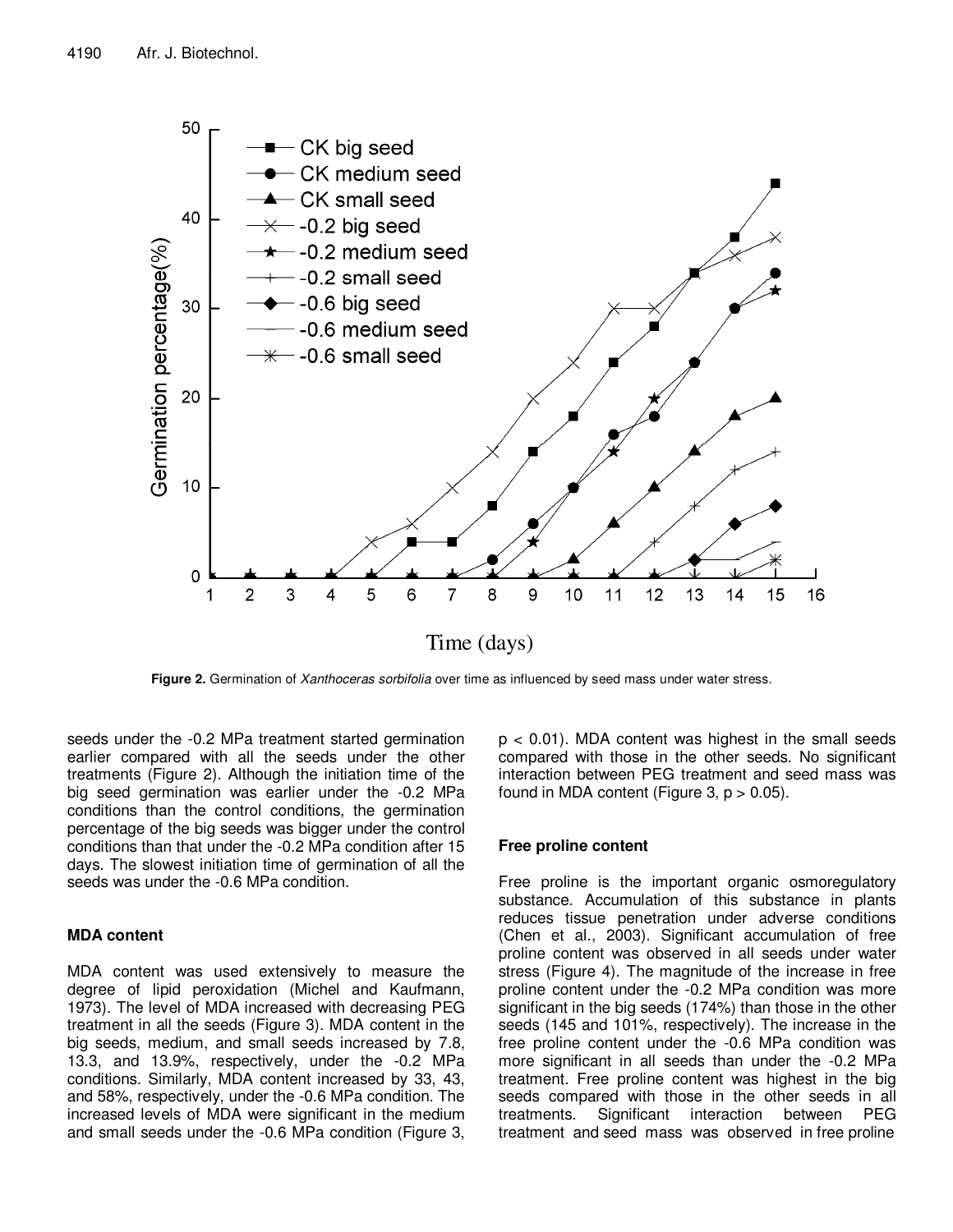Figure 2. Germination of *Xanthoceras sorbifolia* over time as influenced by seed mass under water stress.

seeds under the -0.2 MPa treatment started germination earlier compared with all the seeds under the other treatments (Figure 2). Although the initiation time of the big seed germination was earlier under the -0.2 MPa conditions than the control conditions, the germination percentage of the big seeds was bigger under the control conditions than that under the -0.2 MPa condition after 15 days. The slowest initiation time of germination of all the seeds was under the -0.6 MPa condition.

### MDA content

MDA content was used extensively to measure the degree of lipid peroxidation (Michel and Kaufmann, 1973). The level of MDA increased with decreasing PEG treatment in all the seeds (Figure 3). MDA content in the big seeds, medium, and small seeds increased by 7.8, 13.3, and 13.9%, respectively, under the -0.2 MPa conditions. Similarly, MDA content increased by 33, 43, and 58%, respectively, under the -0.6 MPa condition. The increased levels of MDA were significant in the medium and small seeds under the -0.6 MPa condition (Figure 3, $p < 0.01$). MDA content was highest in the small seeds compared with those in the other seeds. No significant interaction between PEG treatment and seed mass was found in MDA content (Figure 3, $p > 0.05$).

### Free proline content

Free proline is the important organic osmoregulatory substance. Accumulation of this substance in plants reduces tissue penetration under adverse conditions (Chen et al., 2003). Significant accumulation of free proline content was observed in all seeds under water stress (Figure 4). The magnitude of the increase in free proline content under the -0.2 MPa condition was more significant in the big seeds (174%) than those in the other seeds (145 and 101%, respectively). The increase in the free proline content under the -0.6 MPa condition was more significant in all seeds than under the -0.2 MPa treatment. Free proline content was highest in the big seeds compared with those in the other seeds in all treatments. Significant interaction between PEG treatment and seed mass was observed in free proline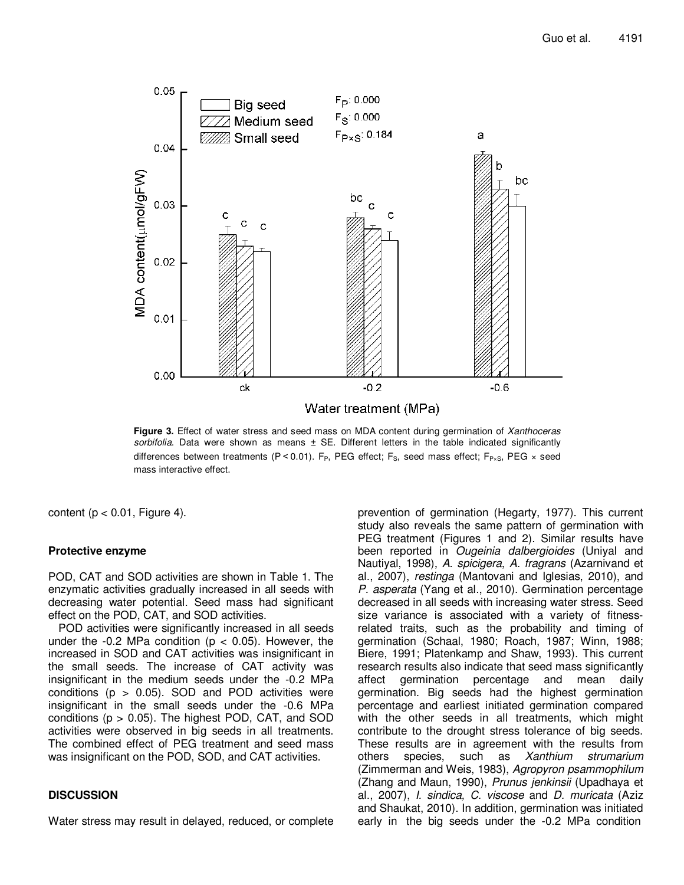**Figure 3.** Effect of water stress and seed mass on MDA content during germination of *Xanthoceras sorbifolia*. Data were shown as means ± SE. Different letters in the table indicated significantly differences between treatments ($P < 0.01$). $F_P$, PEG effect; $F_S$, seed mass effect; $F_{P×S}$, PEG × seed mass interactive effect.

content ($p < 0.01$, Figure 4).

### Protective enzyme

POD, CAT and SOD activities are shown in Table 1. The enzymatic activities gradually increased in all seeds with decreasing water potential. Seed mass had significant effect on the POD, CAT, and SOD activities.

POD activities were significantly increased in all seeds under the -0.2 MPa condition ($p < 0.05$). However, the increased in SOD and CAT activities was insignificant in the small seeds. The increase of CAT activity was insignificant in the medium seeds under the -0.2 MPa conditions ($p > 0.05$). SOD and POD activities were insignificant in the small seeds under the -0.6 MPa conditions ($p > 0.05$). The highest POD, CAT, and SOD activities were observed in big seeds in all treatments. The combined effect of PEG treatment and seed mass was insignificant on the POD, SOD, and CAT activities.

## DISCUSSION

Water stress may result in delayed, reduced, or complete prevention of germination (Hegarty, 1977). This current study also reveals the same pattern of germination with PEG treatment (Figures 1 and 2). Similar results have been reported in *Ougeinia dalbergioides* (Uniyal and Nautiyal, 1998), *A. spicigera*, *A. fragrans* (Azarnivand et al., 2007), *restinga* (Mantovani and Iglesias, 2010), and *P. asperata* (Yang et al., 2010). Germination percentage decreased in all seeds with increasing water stress. Seed size variance is associated with a variety of fitness-related traits, such as the probability and timing of germination (Schaal, 1980; Roach, 1987; Winn, 1988; Biere, 1991; Platenkamp and Shaw, 1993). This current research results also indicate that seed mass significantly affect germination percentage and mean daily germination. Big seeds had the highest germination percentage and earliest initiated germination compared with the other seeds in all treatments, which might contribute to the drought stress tolerance of big seeds. These results are in agreement with the results from others species, such as *Xanthium strumarium* (Zimmerman and Weis, 1983), *Agropyron psammophilum* (Zhang and Maun, 1990), *Prunus jenkinsii* (Upadhaya et al., 2007), *I. sindica*, *C. viscose* and *D. muricata* (Aziz and Shaukat, 2010). In addition, germination was initiated early in the big seeds under the -0.2 MPa condition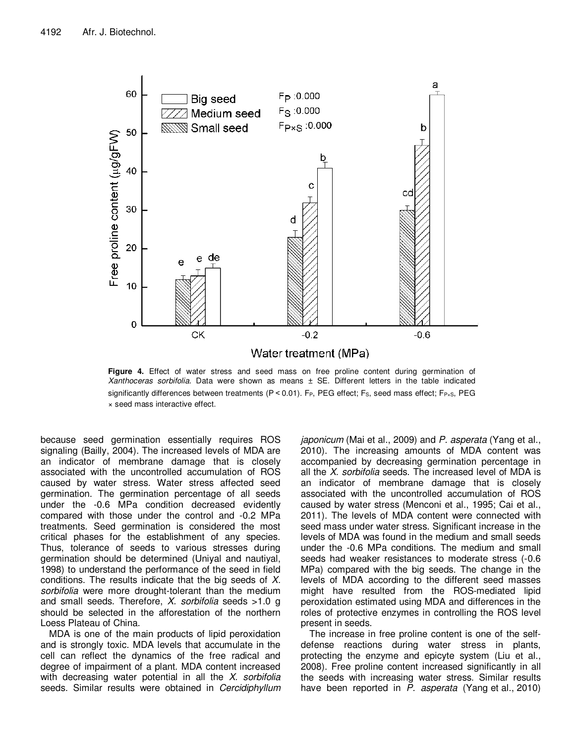**Figure 4.** Effect of water stress and seed mass on free proline content during germination of *Xanthoceras sorbifolia*. Data were shown as means ± SE. Different letters in the table indicated significantly differences between treatments (P < 0.01). $F_P$, PEG effect; $F_S$, seed mass effect; $F_{P \times S}$, PEG × seed mass interactive effect.

because seed germination essentially requires ROS signaling (Bailly, 2004). The increased levels of MDA are an indicator of membrane damage that is closely associated with the uncontrolled accumulation of ROS caused by water stress. Water stress affected seed germination. The germination percentage of all seeds under the -0.6 MPa condition decreased evidently compared with those under the control and -0.2 MPa treatments. Seed germination is considered the most critical phases for the establishment of any species. Thus, tolerance of seeds to various stresses during germination should be determined (Uniyal and nautiyal, 1998) to understand the performance of the seed in field conditions. The results indicate that the big seeds of *X. sorbifolia* were more drought-tolerant than the medium and small seeds. Therefore, *X. sorbifolia* seeds >1.0 g should be selected in the afforestation of the northern Loess Plateau of China.

MDA is one of the main products of lipid peroxidation and is strongly toxic. MDA levels that accumulate in the cell can reflect the dynamics of the free radical and degree of impairment of a plant. MDA content increased with decreasing water potential in all the *X. sorbifolia* seeds. Similar results were obtained in *Cercidiphyllum japonicum* (Mai et al., 2009) and *P. asperata* (Yang et al., 2010). The increasing amounts of MDA content was accompanied by decreasing germination percentage in all the *X. sorbifolia* seeds. The increased level of MDA is an indicator of membrane damage that is closely associated with the uncontrolled accumulation of ROS caused by water stress (Menconi et al., 1995; Cai et al., 2011). The levels of MDA content were connected with seed mass under water stress. Significant increase in the levels of MDA was found in the medium and small seeds under the -0.6 MPa conditions. The medium and small seeds had weaker resistances to moderate stress (-0.6 MPa) compared with the big seeds. The change in the levels of MDA according to the different seed masses might have resulted from the ROS-mediated lipid peroxidation estimated using MDA and differences in the roles of protective enzymes in controlling the ROS level present in seeds.

The increase in free proline content is one of the self-defense reactions during water stress in plants, protecting the enzyme and epicyte system (Liu et al., 2008). Free proline content increased significantly in all the seeds with increasing water stress. Similar results have been reported in *P. asperata* (Yang et al., 2010)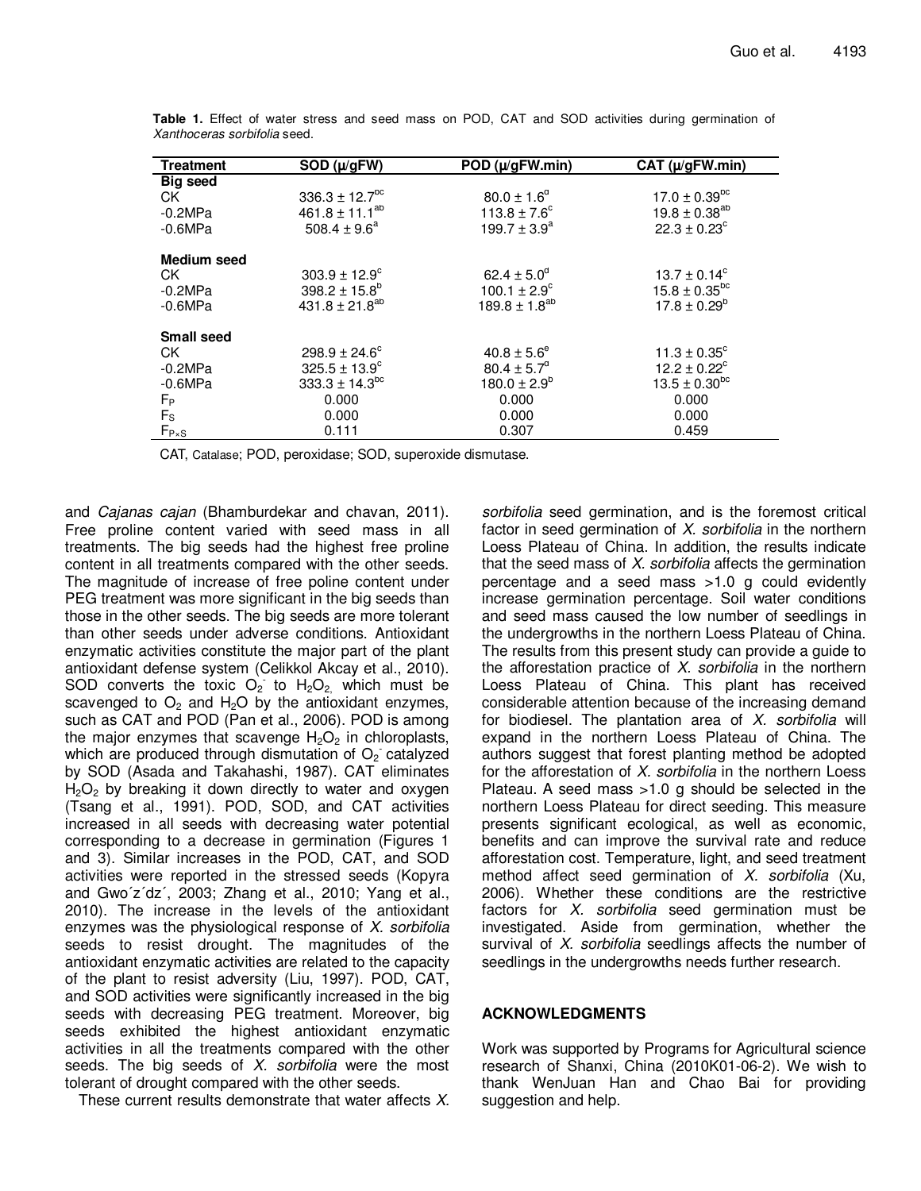**Table 1.** Effect of water stress and seed mass on POD, CAT and SOD activities during germination of *Xanthoceras sorbifolia* seed.

| Treatment | SOD (μ/gFW) | POD (μ/gFW.min) | CAT (μ/gFW.min) |
|---|---|---|---|
| **Big seed** | | | |
| CK | $336.3 \pm 12.7^{bc}$ | $80.0 \pm 1.6^{d}$ | $17.0 \pm 0.39^{bc}$ |
| -0.2MPa | $461.8 \pm 11.1^{ab}$ | $113.8 \pm 7.6^{c}$ | $19.8 \pm 0.38^{ab}$ |
| -0.6MPa | $508.4 \pm 9.6^{a}$ | $199.7 \pm 3.9^{a}$ | $22.3 \pm 0.23^{c}$ |
| **Medium seed** | | | |
| CK | $303.9 \pm 12.9^{c}$ | $62.4 \pm 5.0^{d}$ | $13.7 \pm 0.14^{c}$ |
| -0.2MPa | $398.2 \pm 15.8^{b}$ | $100.1 \pm 2.9^{c}$ | $15.8 \pm 0.35^{bc}$ |
| -0.6MPa | $431.8 \pm 21.8^{ab}$ | $189.8 \pm 1.8^{ab}$ | $17.8 \pm 0.29^{b}$ |
| **Small seed** | | | |
| CK | $298.9 \pm 24.6^{c}$ | $40.8 \pm 5.6^{e}$ | $11.3 \pm 0.35^{c}$ |
| -0.2MPa | $325.5 \pm 13.9^{c}$ | $80.4 \pm 5.7^{d}$ | $12.2 \pm 0.22^{c}$ |
| -0.6MPa | $333.3 \pm 14.3^{bc}$ | $180.0 \pm 2.9^{b}$ | $13.5 \pm 0.30^{bc}$ |
| $F_P$ | 0.000 | 0.000 | 0.000 |
| $F_S$ | 0.000 | 0.000 | 0.000 |
| $F_{P \times S}$ | 0.111 | 0.307 | 0.459 |

CAT, Catalase; POD, peroxidase; SOD, superoxide dismutase.

and *Cajanas cajan* (Bhamburdekar and chavan, 2011). Free proline content varied with seed mass in all treatments. The big seeds had the highest free proline content in all treatments compared with the other seeds. The magnitude of increase of free poline content under PEG treatment was more significant in the big seeds than those in the other seeds. The big seeds are more tolerant than other seeds under adverse conditions. Antioxidant enzymatic activities constitute the major part of the plant antioxidant defense system (Celikkol Akcay et al., 2010). SOD converts the toxic $O_2^-$ to $H_2O_2$, which must be scavenged to $O_2$ and $H_2O$ by the antioxidant enzymes, such as CAT and POD (Pan et al., 2006). POD is among the major enzymes that scavenge $H_2O_2$ in chloroplasts, which are produced through dismutation of $O_2^-$ catalyzed by SOD (Asada and Takahashi, 1987). CAT eliminates $H_2O_2$ by breaking it down directly to water and oxygen (Tsang et al., 1991). POD, SOD, and CAT activities increased in all seeds with decreasing water potential corresponding to a decrease in germination (Figures 1 and 3). Similar increases in the POD, CAT, and SOD activities were reported in the stressed seeds (Kopyra and Gwo´z´dz´, 2003; Zhang et al., 2010; Yang et al., 2010). The increase in the levels of the antioxidant enzymes was the physiological response of *X. sorbifolia* seeds to resist drought. The magnitudes of the antioxidant enzymatic activities are related to the capacity of the plant to resist adversity (Liu, 1997). POD, CAT, and SOD activities were significantly increased in the big seeds with decreasing PEG treatment. Moreover, big seeds exhibited the highest antioxidant enzymatic activities in all the treatments compared with the other seeds. The big seeds of *X. sorbifolia* were the most tolerant of drought compared with the other seeds.

These current results demonstrate that water affects *X. sorbifolia* seed germination, and is the foremost critical factor in seed germination of *X. sorbifolia* in the northern Loess Plateau of China. In addition, the results indicate that the seed mass of *X. sorbifolia* affects the germination percentage and a seed mass >1.0 g could evidently increase germination percentage. Soil water conditions and seed mass caused the low number of seedlings in the undergrowths in the northern Loess Plateau of China. The results from this present study can provide a guide to the afforestation practice of *X. sorbifolia* in the northern Loess Plateau of China. This plant has received considerable attention because of the increasing demand for biodiesel. The plantation area of *X. sorbifolia* will expand in the northern Loess Plateau of China. The authors suggest that forest planting method be adopted for the afforestation of *X. sorbifolia* in the northern Loess Plateau. A seed mass >1.0 g should be selected in the northern Loess Plateau for direct seeding. This measure presents significant ecological, as well as economic, benefits and can improve the survival rate and reduce afforestation cost. Temperature, light, and seed treatment method affect seed germination of *X. sorbifolia* (Xu, 2006). Whether these conditions are the restrictive factors for *X. sorbifolia* seed germination must be investigated. Aside from germination, whether the survival of *X. sorbifolia* seedlings affects the number of seedlings in the undergrowths needs further research.

## ACKNOWLEDGMENTS

Work was supported by Programs for Agricultural science research of Shanxi, China (2010K01-06-2). We wish to thank WenJuan Han and Chao Bai for providing suggestion and help.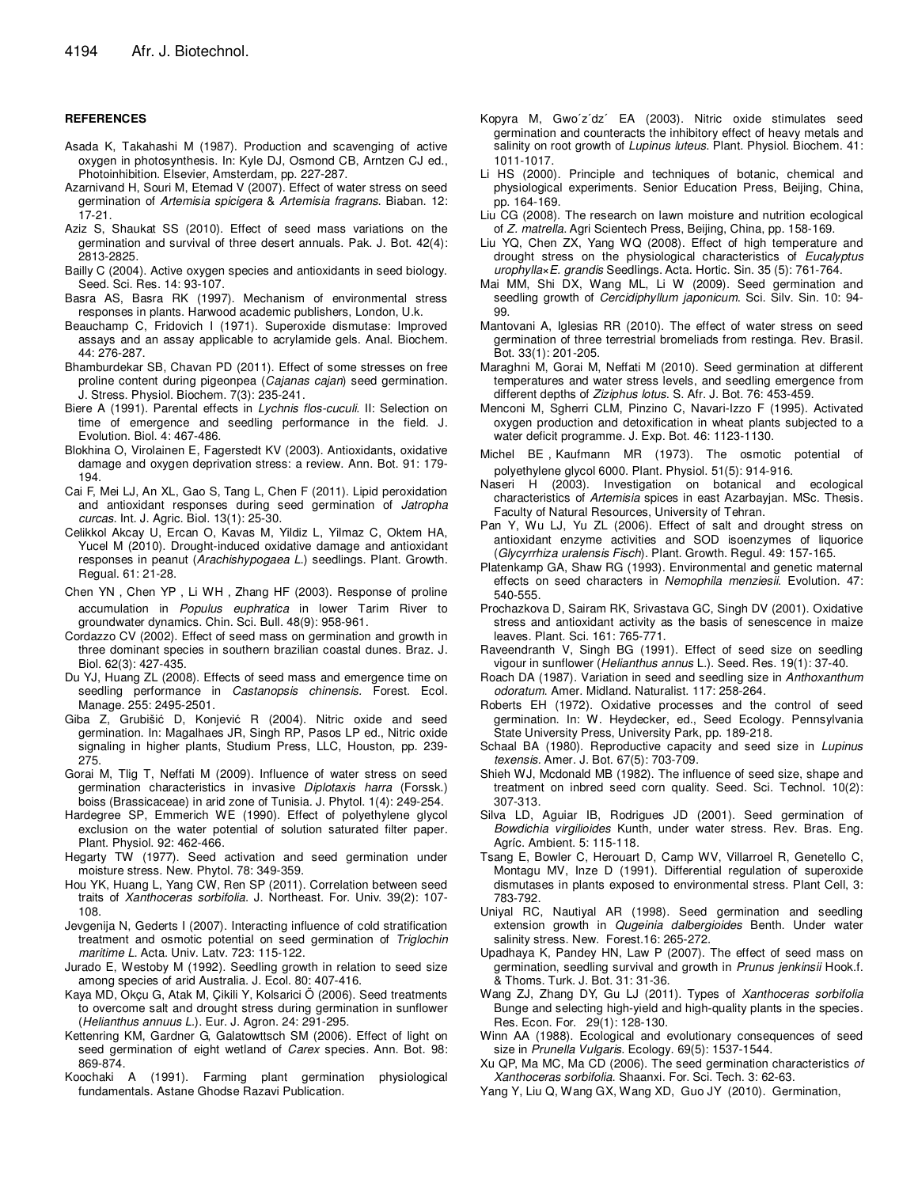## REFERENCES

Asada K, Takahashi M (1987). Production and scavenging of active oxygen in photosynthesis. In: Kyle DJ, Osmond CB, Arntzen CJ ed., Photoinhibition. Elsevier, Amsterdam, pp. 227-287.

Azarnivand H, Souri M, Etemad V (2007). Effect of water stress on seed germination of *Artemisia spicigera* & *Artemisia fragrans*. Biaban. 12: 17-21.

Aziz S, Shaukat SS (2010). Effect of seed mass variations on the germination and survival of three desert annuals. Pak. J. Bot. 42(4): 2813-2825.

Bailly C (2004). Active oxygen species and antioxidants in seed biology. Seed. Sci. Res. 14: 93-107.

Basra AS, Basra RK (1997). Mechanism of environmental stress responses in plants. Harwood academic publishers, London, U.k.

Beauchamp C, Fridovich I (1971). Superoxide dismutase: Improved assays and an assay applicable to acrylamide gels. Anal. Biochem. 44: 276-287.

Bhamburdekar SB, Chavan PD (2011). Effect of some stresses on free proline content during pigeonpea (*Cajanas cajan*) seed germination. J. Stress. Physiol. Biochem. 7(3): 235-241.

Biere A (1991). Parental effects in *Lychnis flos-cuculi*. II: Selection on time of emergence and seedling performance in the field. J. Evolution. Biol. 4: 467-486.

Blokhina O, Virolainen E, Fagerstedt KV (2003). Antioxidants, oxidative damage and oxygen deprivation stress: a review. Ann. Bot. 91: 179-194.

Cai F, Mei LJ, An XL, Gao S, Tang L, Chen F (2011). Lipid peroxidation and antioxidant responses during seed germination of *Jatropha curcas*. Int. J. Agric. Biol. 13(1): 25-30.

Celikkol Akcay U, Ercan O, Kavas M, Yildiz L, Yilmaz C, Oktem HA, Yucel M (2010). Drought-induced oxidative damage and antioxidant responses in peanut (*Arachishypogaea L.*) seedlings. Plant. Growth. Regual. 61: 21-28.

Chen YN , Chen YP , Li WH , Zhang HF (2003). Response of proline accumulation in *Populus euphratica* in lower Tarim River to groundwater dynamics. Chin. Sci. Bull. 48(9): 958-961.

Cordazzo CV (2002). Effect of seed mass on germination and growth in three dominant species in southern brazilian coastal dunes. Braz. J. Biol. 62(3): 427-435.

Du YJ, Huang ZL (2008). Effects of seed mass and emergence time on seedling performance in *Castanopsis chinensis.* Forest. Ecol. Manage. 255: 2495-2501.

Giba Z, Grubišić D, Konjević R (2004). Nitric oxide and seed germination. In: Magalhaes JR, Singh RP, Pasos LP ed., Nitric oxide signaling in higher plants, Studium Press, LLC, Houston, pp. 239-275.

Gorai M, Tlig T, Neffati M (2009). Influence of water stress on seed germination characteristics in invasive *Diplotaxis harra* (Forssk.) boiss (Brassicaceae) in arid zone of Tunisia. J. Phytol. 1(4): 249-254.

Hardegree SP, Emmerich WE (1990). Effect of polyethylene glycol exclusion on the water potential of solution saturated filter paper. Plant. Physiol. 92: 462-466.

Hegarty TW (1977). Seed activation and seed germination under moisture stress. New. Phytol. 78: 349-359.

Hou YK, Huang L, Yang CW, Ren SP (2011). Correlation between seed traits of *Xanthoceras sorbifolia*. J. Northeast. For. Univ. 39(2): 107-108.

Jevgenija N, Gederts I (2007). Interacting influence of cold stratification treatment and osmotic potential on seed germination of *Triglochin maritime L*. Acta. Univ. Latv. 723: 115-122.

Jurado E, Westoby M (1992). Seedling growth in relation to seed size among species of arid Australia. J. Ecol. 80: 407-416.

Kaya MD, Okçu G, Atak M, Çikili Y, Kolsarici Ö (2006). Seed treatments to overcome salt and drought stress during germination in sunflower (*Helianthus annuus L.*). Eur. J. Agron. 24: 291-295.

Kettenring KM, Gardner G, Galatowttsch SM (2006). Effect of light on seed germination of eight wetland of *Carex* species. Ann. Bot. 98: 869-874.

Koochaki A (1991). Farming plant germination physiological fundamentals. Astane Ghodse Razavi Publication.

Kopyra M, Gwo´z´dz´ EA (2003). Nitric oxide stimulates seed germination and counteracts the inhibitory effect of heavy metals and salinity on root growth of *Lupinus luteus*. Plant. Physiol. Biochem. 41: 1011-1017.

Li HS (2000). Principle and techniques of botanic, chemical and physiological experiments. Senior Education Press, Beijing, China, pp. 164-169.

Liu CG (2008). The research on lawn moisture and nutrition ecological of *Z. matrella*. Agri Scientech Press, Beijing, China, pp. 158-169.

Liu YQ, Chen ZX, Yang WQ (2008). Effect of high temperature and drought stress on the physiological characteristics of *Eucalyptus urophylla×E. grandis* Seedlings. Acta. Hortic. Sin. 35 (5): 761-764.

Mai MM, Shi DX, Wang ML, Li W (2009). Seed germination and seedling growth of *Cercidiphyllum japonicum*. Sci. Silv. Sin. 10: 94-99.

Mantovani A, Iglesias RR (2010). The effect of water stress on seed germination of three terrestrial bromeliads from restinga. Rev. Brasil. Bot. 33(1): 201-205.

Maraghni M, Gorai M, Neffati M (2010). Seed germination at different temperatures and water stress levels, and seedling emergence from different depths of *Ziziphus lotus*. S. Afr. J. Bot. 76: 453-459.

Menconi M, Sgherri CLM, Pinzino C, Navari-Izzo F (1995). Activated oxygen production and detoxification in wheat plants subjected to a water deficit programme. J. Exp. Bot. 46: 1123-1130.

Michel BE , Kaufmann MR (1973). The osmotic potential of polyethylene glycol 6000. Plant. Physiol. 51(5): 914-916.

Naseri H (2003). Investigation on botanical and ecological characteristics of *Artemisia* spices in east Azarbayjan. MSc. Thesis. Faculty of Natural Resources, University of Tehran.

Pan Y, Wu LJ, Yu ZL (2006). Effect of salt and drought stress on antioxidant enzyme activities and SOD isoenzymes of liquorice (*Glycyrrhiza uralensis Fisch*). Plant. Growth. Regul. 49: 157-165.

Platenkamp GA, Shaw RG (1993). Environmental and genetic maternal effects on seed characters in *Nemophila menziesii*. Evolution. 47: 540-555.

Prochazkova D, Sairam RK, Srivastava GC, Singh DV (2001). Oxidative stress and antioxidant activity as the basis of senescence in maize leaves. Plant. Sci. 161: 765-771.

Raveendranth V, Singh BG (1991). Effect of seed size on seedling vigour in sunflower (*Helianthus annus* L.). Seed. Res. 19(1): 37-40.

Roach DA (1987). Variation in seed and seedling size in *Anthoxanthum odoratum*. Amer. Midland. Naturalist. 117: 258-264.

Roberts EH (1972). Oxidative processes and the control of seed germination. In: W. Heydecker, ed., Seed Ecology. Pennsylvania State University Press, University Park, pp. 189-218.

Schaal BA (1980). Reproductive capacity and seed size in *Lupinus texensis*. Amer. J. Bot. 67(5): 703-709.

Shieh WJ, Mcdonald MB (1982). The influence of seed size, shape and treatment on inbred seed corn quality. Seed. Sci. Technol. 10(2): 307-313.

Silva LD, Aguiar IB, Rodrigues JD (2001). Seed germination of *Bowdichia virgilioides* Kunth, under water stress. Rev. Bras. Eng. Agríc. Ambient. 5: 115-118.

Tsang E, Bowler C, Herouart D, Camp WV, Villarroel R, Genetello C, Montagu MV, Inze D (1991). Differential regulation of superoxide dismutases in plants exposed to environmental stress. Plant Cell, 3: 783-792.

Uniyal RC, Nautiyal AR (1998). Seed germination and seedling extension growth in *Qugeinia dalbergioides* Benth. Under water salinity stress. New. Forest.16: 265-272.

Upadhaya K, Pandey HN, Law P (2007). The effect of seed mass on germination, seedling survival and growth in *Prunus jenkinsii* Hook.f. & Thoms. Turk. J. Bot. 31: 31-36.

Wang ZJ, Zhang DY, Gu LJ (2011). Types of *Xanthoceras sorbifolia* Bunge and selecting high-yield and high-quality plants in the species. Res. Econ. For. 29(1): 128-130.

Winn AA (1988). Ecological and evolutionary consequences of seed size in *Prunella Vulgaris*. Ecology. 69(5): 1537-1544.

Xu QP, Ma MC, Ma CD (2006). The seed germination characteristics *of Xanthoceras sorbifolia*. Shaanxi. For. Sci. Tech. 3: 62-63.

Yang Y, Liu Q, Wang GX, Wang XD, Guo JY (2010). Germination,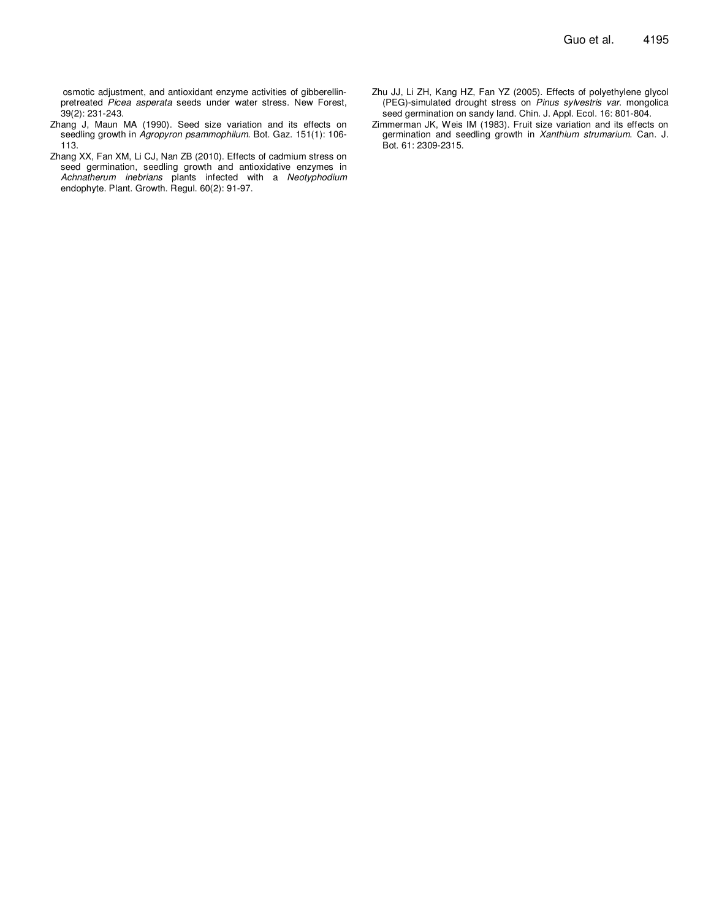osmotic adjustment, and antioxidant enzyme activities of gibberellin-pretreated *Picea asperata* seeds under water stress. New Forest, 39(2): 231-243.

Zhang J, Maun MA (1990). Seed size variation and its effects on seedling growth in *Agropyron psammophilum*. Bot. Gaz. 151(1): 106-113.

Zhang XX, Fan XM, Li CJ, Nan ZB (2010). Effects of cadmium stress on seed germination, seedling growth and antioxidative enzymes in *Achnatherum inebrians* plants infected with a *Neotyphodium* endophyte. Plant. Growth. Regul. 60(2): 91-97.

Zhu JJ, Li ZH, Kang HZ, Fan YZ (2005). Effects of polyethylene glycol (PEG)-simulated drought stress on *Pinus sylvestris var.* mongolica seed germination on sandy land. Chin. J. Appl. Ecol. 16: 801-804.

Zimmerman JK, Weis IM (1983). Fruit size variation and its effects on germination and seedling growth in *Xanthium strumarium*. Can. J. Bot. 61: 2309-2315.